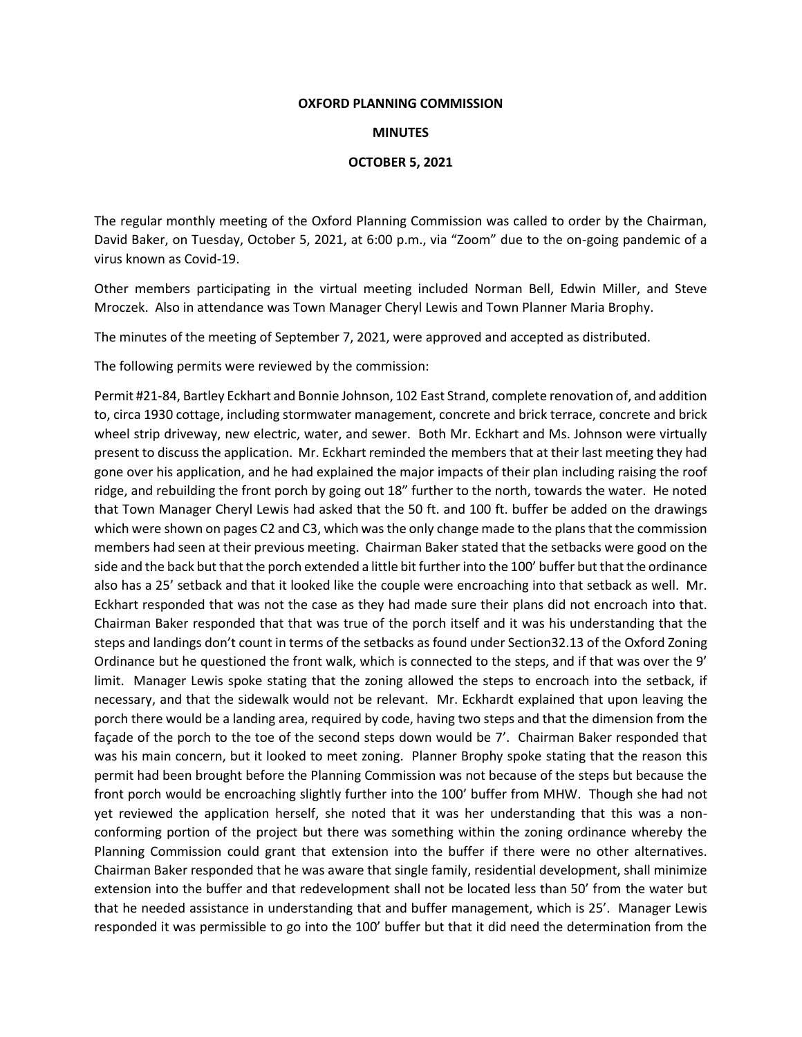**OXFORD PLANNING COMMISSION**

**MINUTES**

**OCTOBER 5, 2021**

The regular monthly meeting of the Oxford Planning Commission was called to order by the Chairman, David Baker, on Tuesday, October 5, 2021, at 6:00 p.m., via "Zoom" due to the on-going pandemic of a virus known as Covid-19.

Other members participating in the virtual meeting included Norman Bell, Edwin Miller, and Steve Mroczek. Also in attendance was Town Manager Cheryl Lewis and Town Planner Maria Brophy.

The minutes of the meeting of September 7, 2021, were approved and accepted as distributed.

The following permits were reviewed by the commission:

Permit #21-84, Bartley Eckhart and Bonnie Johnson, 102 East Strand, complete renovation of, and addition to, circa 1930 cottage, including stormwater management, concrete and brick terrace, concrete and brick wheel strip driveway, new electric, water, and sewer. Both Mr. Eckhart and Ms. Johnson were virtually present to discuss the application. Mr. Eckhart reminded the members that at their last meeting they had gone over his application, and he had explained the major impacts of their plan including raising the roof ridge, and rebuilding the front porch by going out 18" further to the north, towards the water. He noted that Town Manager Cheryl Lewis had asked that the 50 ft. and 100 ft. buffer be added on the drawings which were shown on pages C2 and C3, which was the only change made to the plans that the commission members had seen at their previous meeting. Chairman Baker stated that the setbacks were good on the side and the back but that the porch extended a little bit further into the 100' buffer but that the ordinance also has a 25' setback and that it looked like the couple were encroaching into that setback as well. Mr. Eckhart responded that was not the case as they had made sure their plans did not encroach into that. Chairman Baker responded that that was true of the porch itself and it was his understanding that the steps and landings don't count in terms of the setbacks as found under Section32.13 of the Oxford Zoning Ordinance but he questioned the front walk, which is connected to the steps, and if that was over the 9' limit. Manager Lewis spoke stating that the zoning allowed the steps to encroach into the setback, if necessary, and that the sidewalk would not be relevant. Mr. Eckhardt explained that upon leaving the porch there would be a landing area, required by code, having two steps and that the dimension from the façade of the porch to the toe of the second steps down would be 7'. Chairman Baker responded that was his main concern, but it looked to meet zoning. Planner Brophy spoke stating that the reason this permit had been brought before the Planning Commission was not because of the steps but because the front porch would be encroaching slightly further into the 100' buffer from MHW. Though she had not yet reviewed the application herself, she noted that it was her understanding that this was a non-conforming portion of the project but there was something within the zoning ordinance whereby the Planning Commission could grant that extension into the buffer if there were no other alternatives. Chairman Baker responded that he was aware that single family, residential development, shall minimize extension into the buffer and that redevelopment shall not be located less than 50' from the water but that he needed assistance in understanding that and buffer management, which is 25'. Manager Lewis responded it was permissible to go into the 100' buffer but that it did need the determination from the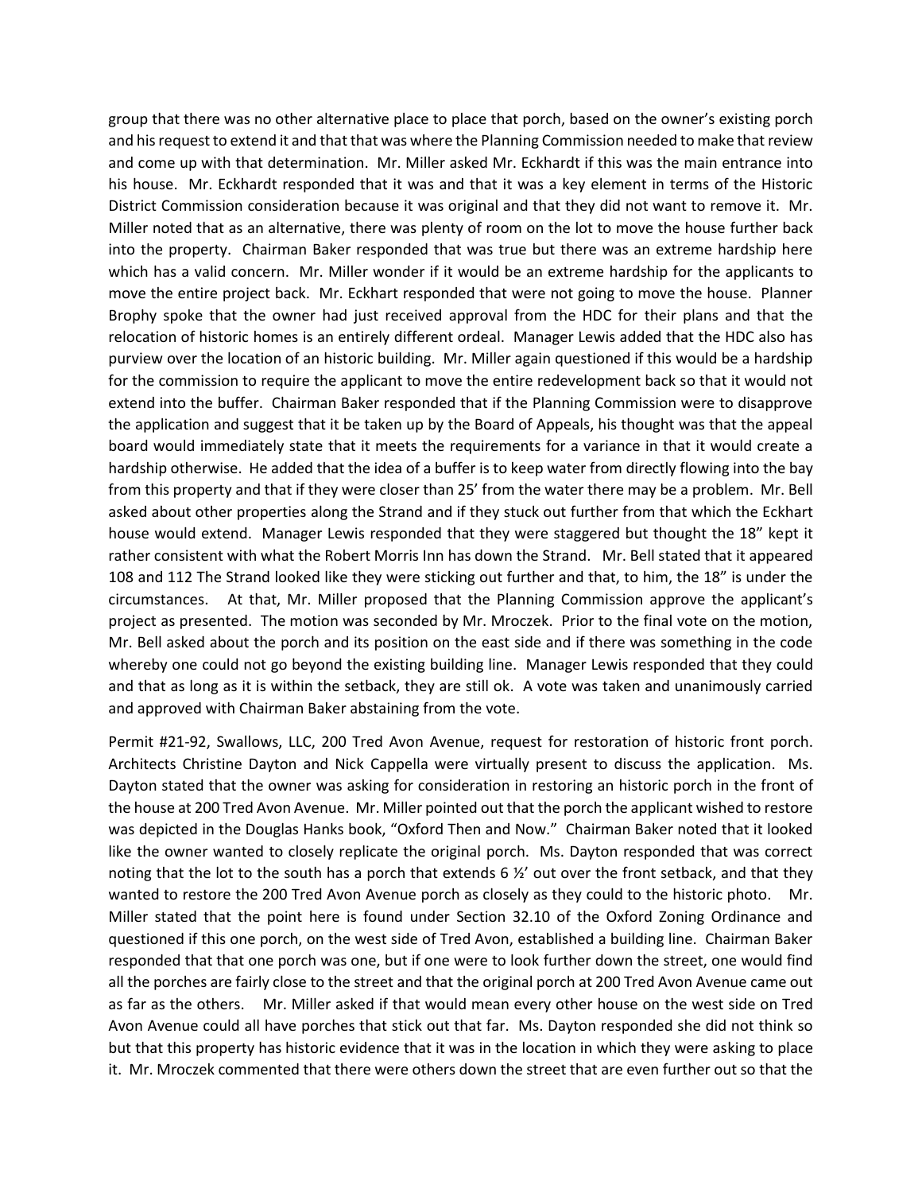group that there was no other alternative place to place that porch, based on the owner's existing porch and his request to extend it and that that was where the Planning Commission needed to make that review and come up with that determination. Mr. Miller asked Mr. Eckhardt if this was the main entrance into his house. Mr. Eckhardt responded that it was and that it was a key element in terms of the Historic District Commission consideration because it was original and that they did not want to remove it. Mr. Miller noted that as an alternative, there was plenty of room on the lot to move the house further back into the property. Chairman Baker responded that was true but there was an extreme hardship here which has a valid concern. Mr. Miller wonder if it would be an extreme hardship for the applicants to move the entire project back. Mr. Eckhart responded that were not going to move the house. Planner Brophy spoke that the owner had just received approval from the HDC for their plans and that the relocation of historic homes is an entirely different ordeal. Manager Lewis added that the HDC also has purview over the location of an historic building. Mr. Miller again questioned if this would be a hardship for the commission to require the applicant to move the entire redevelopment back so that it would not extend into the buffer. Chairman Baker responded that if the Planning Commission were to disapprove the application and suggest that it be taken up by the Board of Appeals, his thought was that the appeal board would immediately state that it meets the requirements for a variance in that it would create a hardship otherwise. He added that the idea of a buffer is to keep water from directly flowing into the bay from this property and that if they were closer than 25' from the water there may be a problem. Mr. Bell asked about other properties along the Strand and if they stuck out further from that which the Eckhart house would extend. Manager Lewis responded that they were staggered but thought the 18" kept it rather consistent with what the Robert Morris Inn has down the Strand. Mr. Bell stated that it appeared 108 and 112 The Strand looked like they were sticking out further and that, to him, the 18" is under the circumstances. At that, Mr. Miller proposed that the Planning Commission approve the applicant's project as presented. The motion was seconded by Mr. Mroczek. Prior to the final vote on the motion, Mr. Bell asked about the porch and its position on the east side and if there was something in the code whereby one could not go beyond the existing building line. Manager Lewis responded that they could and that as long as it is within the setback, they are still ok. A vote was taken and unanimously carried and approved with Chairman Baker abstaining from the vote.

Permit #21-92, Swallows, LLC, 200 Tred Avon Avenue, request for restoration of historic front porch. Architects Christine Dayton and Nick Cappella were virtually present to discuss the application. Ms. Dayton stated that the owner was asking for consideration in restoring an historic porch in the front of the house at 200 Tred Avon Avenue. Mr. Miller pointed out that the porch the applicant wished to restore was depicted in the Douglas Hanks book, "Oxford Then and Now." Chairman Baker noted that it looked like the owner wanted to closely replicate the original porch. Ms. Dayton responded that was correct noting that the lot to the south has a porch that extends 6 ½' out over the front setback, and that they wanted to restore the 200 Tred Avon Avenue porch as closely as they could to the historic photo. Mr. Miller stated that the point here is found under Section 32.10 of the Oxford Zoning Ordinance and questioned if this one porch, on the west side of Tred Avon, established a building line. Chairman Baker responded that that one porch was one, but if one were to look further down the street, one would find all the porches are fairly close to the street and that the original porch at 200 Tred Avon Avenue came out as far as the others. Mr. Miller asked if that would mean every other house on the west side on Tred Avon Avenue could all have porches that stick out that far. Ms. Dayton responded she did not think so but that this property has historic evidence that it was in the location in which they were asking to place it. Mr. Mroczek commented that there were others down the street that are even further out so that the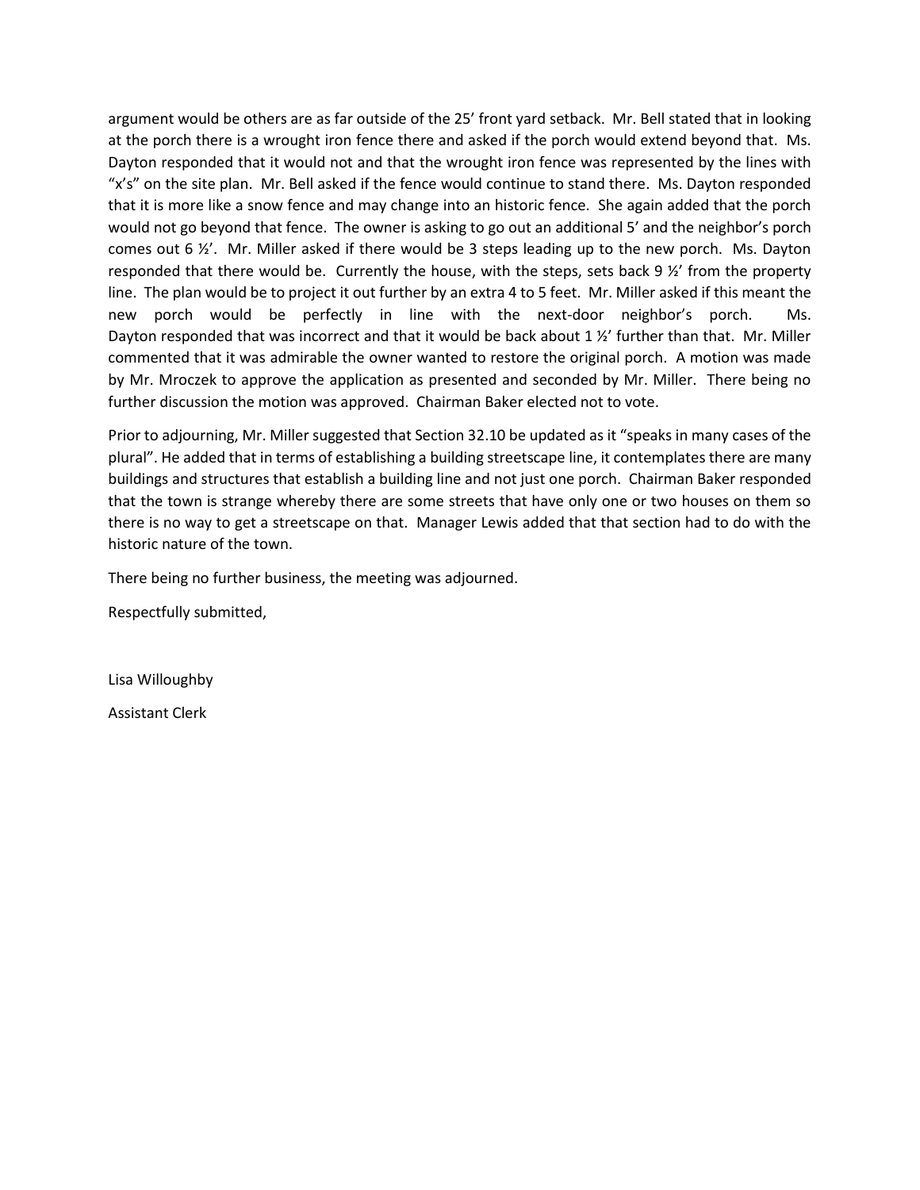argument would be others are as far outside of the 25’ front yard setback. Mr. Bell stated that in looking at the porch there is a wrought iron fence there and asked if the porch would extend beyond that. Ms. Dayton responded that it would not and that the wrought iron fence was represented by the lines with “x’s” on the site plan. Mr. Bell asked if the fence would continue to stand there. Ms. Dayton responded that it is more like a snow fence and may change into an historic fence. She again added that the porch would not go beyond that fence. The owner is asking to go out an additional 5’ and the neighbor’s porch comes out 6 ½’. Mr. Miller asked if there would be 3 steps leading up to the new porch. Ms. Dayton responded that there would be. Currently the house, with the steps, sets back 9 ½’ from the property line. The plan would be to project it out further by an extra 4 to 5 feet. Mr. Miller asked if this meant the new porch would be perfectly in line with the next-door neighbor’s porch. Ms. Dayton responded that was incorrect and that it would be back about 1 ½’ further than that. Mr. Miller commented that it was admirable the owner wanted to restore the original porch. A motion was made by Mr. Mroczek to approve the application as presented and seconded by Mr. Miller. There being no further discussion the motion was approved. Chairman Baker elected not to vote.

Prior to adjourning, Mr. Miller suggested that Section 32.10 be updated as it “speaks in many cases of the plural”. He added that in terms of establishing a building streetscape line, it contemplates there are many buildings and structures that establish a building line and not just one porch. Chairman Baker responded that the town is strange whereby there are some streets that have only one or two houses on them so there is no way to get a streetscape on that. Manager Lewis added that that section had to do with the historic nature of the town.

There being no further business, the meeting was adjourned.

Respectfully submitted,

Lisa Willoughby

Assistant Clerk